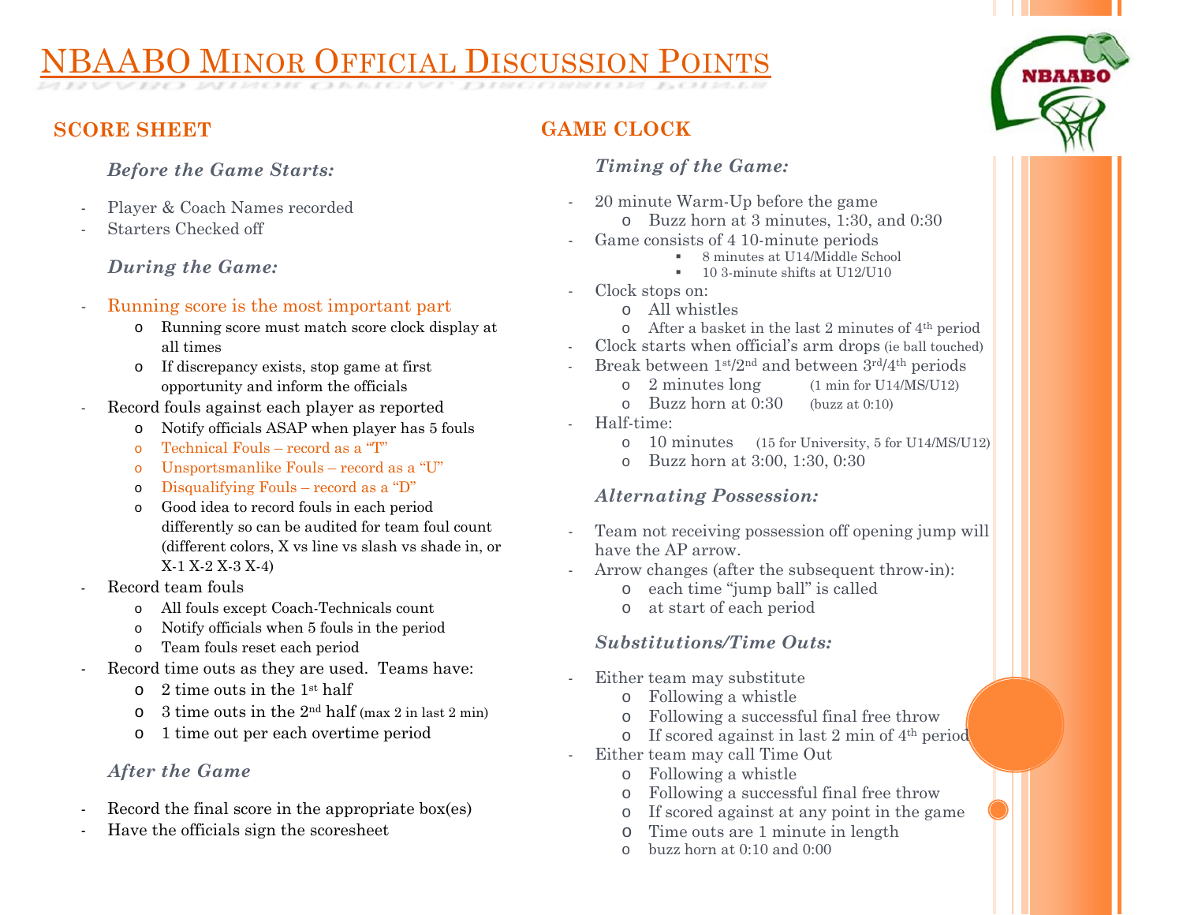# NBAABO Minor Official Discussion Points

## SCORE SHEET

### *Before the Game Starts:*

- Player & Coach Names recorded
- Starters Checked off

### *During the Game:*

- Running score is the most important part
  - Running score must match score clock display at all times
  - If discrepancy exists, stop game at first opportunity and inform the officials
- Record fouls against each player as reported
  - Notify officials ASAP when player has 5 fouls
  - Technical Fouls – record as a "T"
  - Unsportsmanlike Fouls – record as a "U"
  - Disqualifying Fouls – record as a "D"
  - Good idea to record fouls in each period differently so can be audited for team foul count (different colors, X vs line vs slash vs shade in, or X-1 X-2 X-3 X-4)
- Record team fouls
  - All fouls except Coach-Technicals count
  - Notify officials when 5 fouls in the period
  - Team fouls reset each period
- Record time outs as they are used. Teams have:
  - 2 time outs in the 1st half
  - 3 time outs in the 2nd half (max 2 in last 2 min)
  - 1 time out per each overtime period

### *After the Game*

- Record the final score in the appropriate box(es)
- Have the officials sign the scoresheet

## GAME CLOCK

### *Timing of the Game:*

- 20 minute Warm-Up before the game
  - Buzz horn at 3 minutes, 1:30, and 0:30
- Game consists of 4 10-minute periods
  - 8 minutes at U14/Middle School
  - 10 3-minute shifts at U12/U10
- Clock stops on:
  - All whistles
  - After a basket in the last 2 minutes of 4th period
- Clock starts when official's arm drops (ie ball touched)
- Break between 1st/2nd and between 3rd/4th periods
  - 2 minutes long (1 min for U14/MS/U12)
  - Buzz horn at 0:30 (buzz at 0:10)
- Half-time:
  - 10 minutes (15 for University, 5 for U14/MS/U12)
  - Buzz horn at 3:00, 1:30, 0:30

### *Alternating Possession:*

- Team not receiving possession off opening jump will have the AP arrow.
- Arrow changes (after the subsequent throw-in):
  - each time "jump ball" is called
  - at start of each period

### *Substitutions/Time Outs:*

- Either team may substitute
  - Following a whistle
  - Following a successful final free throw
  - If scored against in last 2 min of 4th period
- Either team may call Time Out
  - Following a whistle
  - Following a successful final free throw
  - If scored against at any point in the game
  - Time outs are 1 minute in length
  - buzz horn at 0:10 and 0:00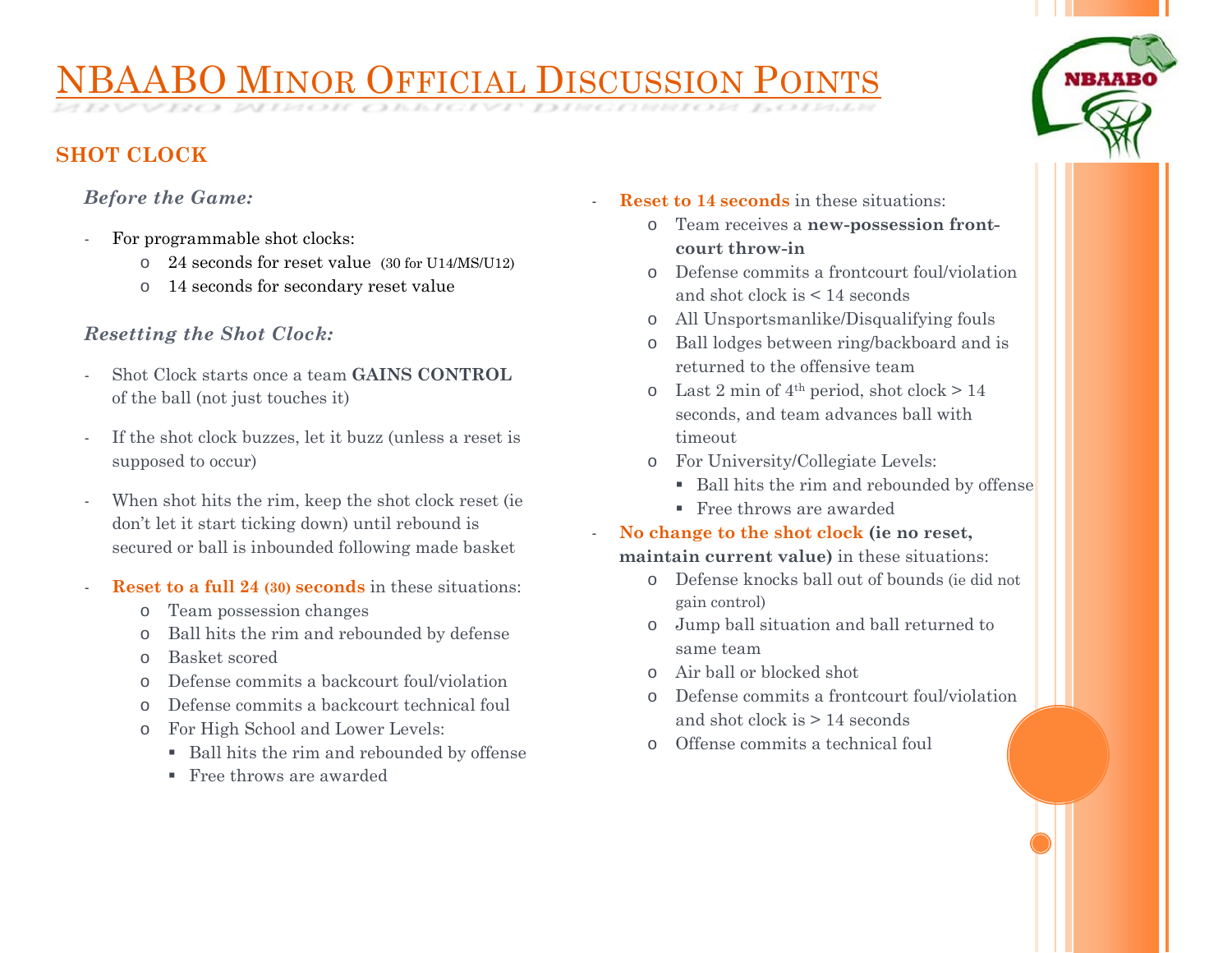# NBAABO Minor Official Discussion Points

## SHOT CLOCK

### *Before the Game:*

- For programmable shot clocks:
  - 24 seconds for reset value (30 for U14/MS/U12)
  - 14 seconds for secondary reset value

### *Resetting the Shot Clock:*

- Shot Clock starts once a team **GAINS CONTROL** of the ball (not just touches it)
- If the shot clock buzzes, let it buzz (unless a reset is supposed to occur)
- When shot hits the rim, keep the shot clock reset (ie don't let it start ticking down) until rebound is secured or ball is inbounded following made basket
- **Reset to a full 24 (30) seconds** in these situations:
  - Team possession changes
  - Ball hits the rim and rebounded by defense
  - Basket scored
  - Defense commits a backcourt foul/violation
  - Defense commits a backcourt technical foul
  - For High School and Lower Levels:
    - Ball hits the rim and rebounded by offense
    - Free throws are awarded
- **Reset to 14 seconds** in these situations:
  - Team receives a **new-possession front-court throw-in**
  - Defense commits a frontcourt foul/violation and shot clock is < 14 seconds
  - All Unsportsmanlike/Disqualifying fouls
  - Ball lodges between ring/backboard and is returned to the offensive team
  - Last 2 min of 4th period, shot clock > 14 seconds, and team advances ball with timeout
  - For University/Collegiate Levels:
    - Ball hits the rim and rebounded by offense
    - Free throws are awarded
- **No change to the shot clock (ie no reset, maintain current value)** in these situations:
  - Defense knocks ball out of bounds (ie did not gain control)
  - Jump ball situation and ball returned to same team
  - Air ball or blocked shot
  - Defense commits a frontcourt foul/violation and shot clock is > 14 seconds
  - Offense commits a technical foul